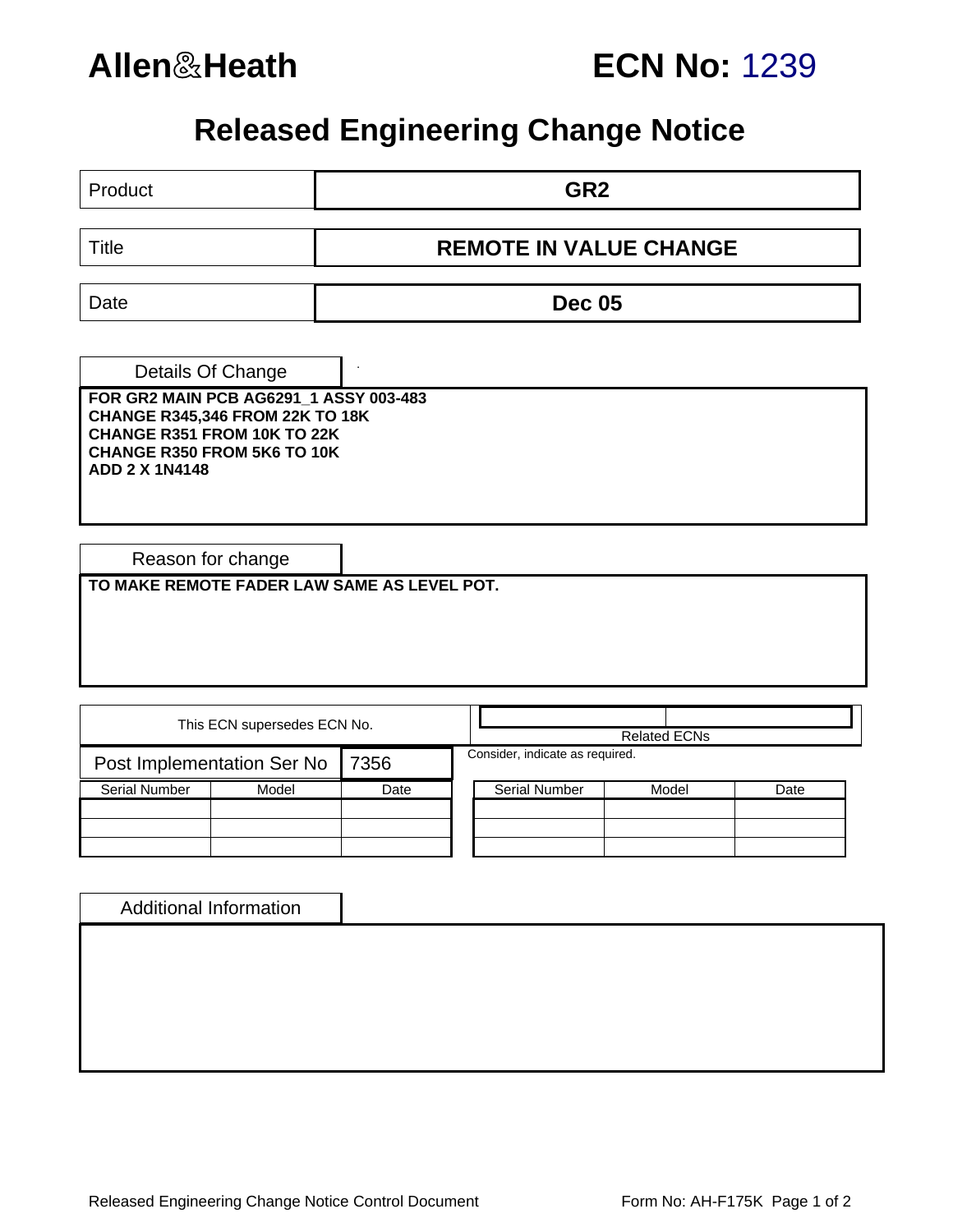# Allen&Heath

# ECN No: 1239

## Released Engineering Change Notice

| Product | GR2 |
| --- | --- |
| Title | REMOTE IN VALUE CHANGE |
| Date | Dec 05 |

### Details Of Change

**FOR GR2 MAIN PCB AG6291_1 ASSY 003-483**
**CHANGE R345,346 FROM 22K TO 18K**
**CHANGE R351 FROM 10K TO 22K**
**CHANGE R350 FROM 5K6 TO 10K**
**ADD 2 X 1N4148**

### Reason for change

**TO MAKE REMOTE FADER LAW SAME AS LEVEL POT.**

| This ECN supersedes ECN No. | |
| --- | --- |
| Post Implementation Ser No | 7356 |

| Serial Number | Model | Date |
| --- | --- | --- |
| | | |
| | | |
| | | |

Related ECNs

Consider, indicate as required.

| Serial Number | Model | Date |
| --- | --- | --- |
| | | |
| | | |
| | | |

### Additional Information

Released Engineering Change Notice Control Document

Form No: AH-F175K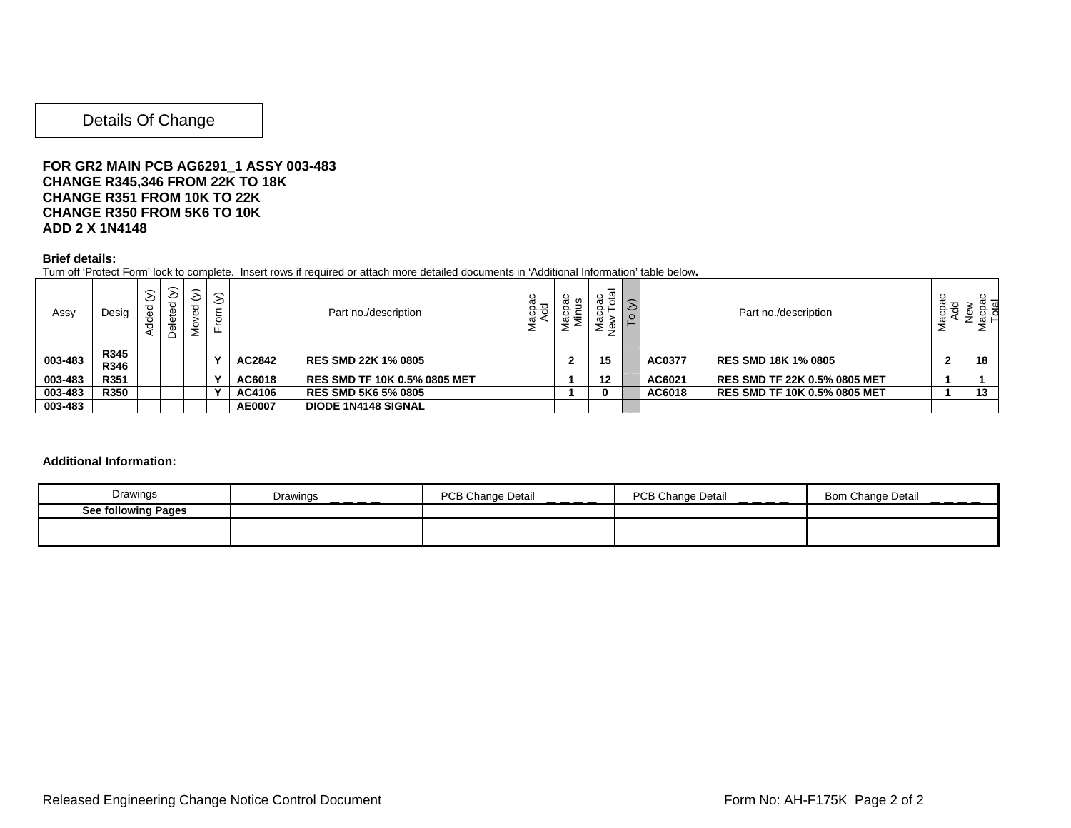Details Of Change

**FOR GR2 MAIN PCB AG6291_1 ASSY 003-483**
**CHANGE R345,346 FROM 22K TO 18K**
**CHANGE R351 FROM 10K TO 22K**
**CHANGE R350 FROM 5K6 TO 10K**
**ADD 2 X 1N4148**

**Brief details:**
Turn off 'Protect Form' lock to complete. Insert rows if required or attach more detailed documents in 'Additional Information' table below.

| Assy | Desig | Added (y) | Deleted (y) | Moved (y) | From (y) | Part no./description | | Macpac Add | Macpac Minus | Macpac New Total | To (y) | Part no./description | | Macpac Add | New Macpac Total |
|---|---|---|---|---|---|---|---|---|---|---|---|---|---|---|---|
| **003-483** | **R345 R346** | | | | **Y** | **AC2842** | **RES SMD 22K 1% 0805** | | **2** | **15** | | **AC0377** | **RES SMD 18K 1% 0805** | **2** | **18** |
| **003-483** | **R351** | | | | **Y** | **AC6018** | **RES SMD TF 10K 0.5% 0805 MET** | | **1** | **12** | | **AC6021** | **RES SMD TF 22K 0.5% 0805 MET** | **1** | **1** |
| **003-483** | **R350** | | | | **Y** | **AC4106** | **RES SMD 5K6 5% 0805** | | **1** | **0** | | **AC6018** | **RES SMD TF 10K 0.5% 0805 MET** | **1** | **13** |
| **003-483** | | | | | | **AE0007** | **DIODE 1N4148 SIGNAL** | | | | | | | | |

**Additional Information:**

| Drawings | Drawings _ _ _ _ | PCB Change Detail _ _ _ _ | PCB Change Detail _ _ _ _ | Bom Change Detail _ _ _ _ |
|---|---|---|---|---|
| **See following Pages** | | | | |
| | | | | |
| | | | | |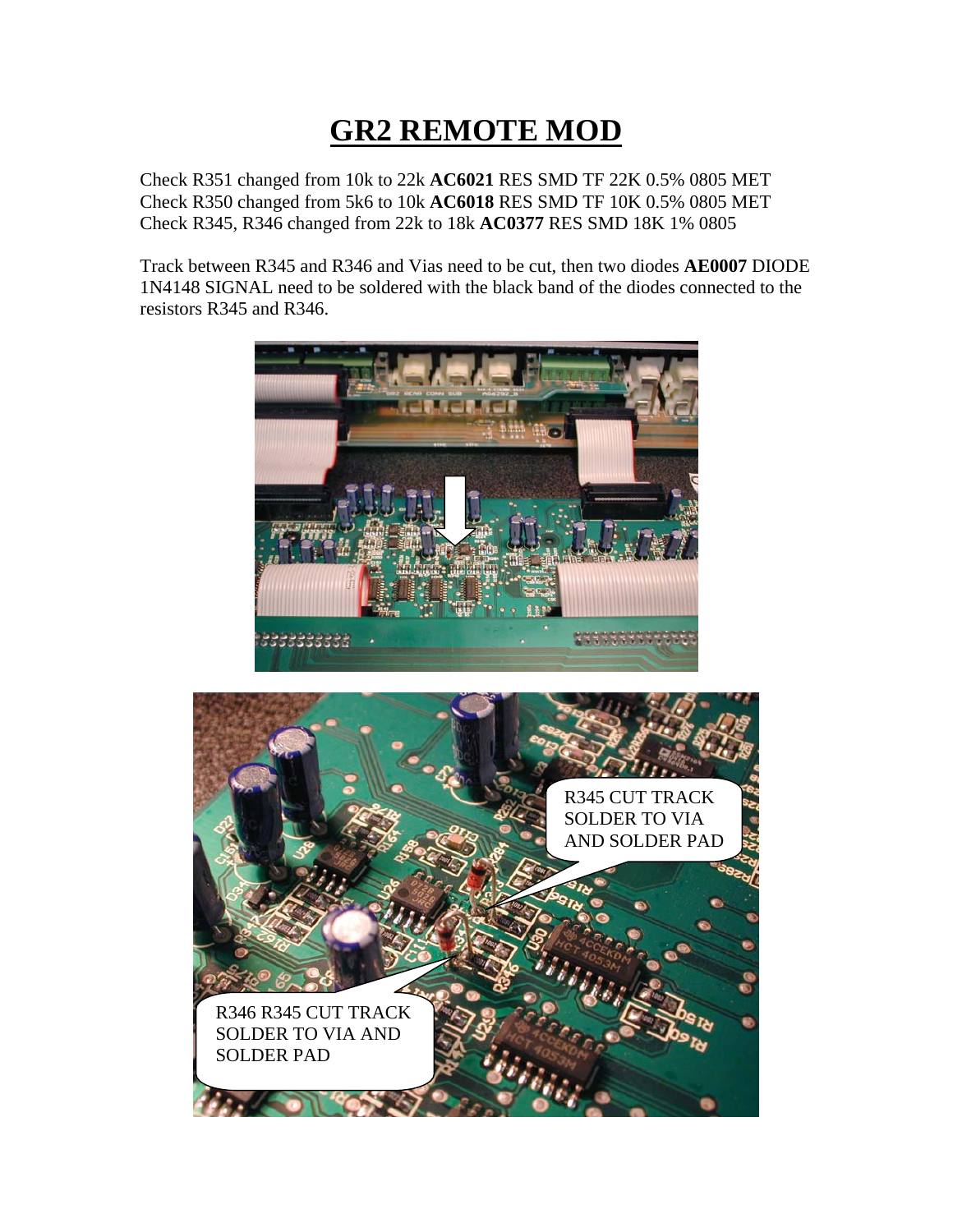# GR2 REMOTE MOD

Check R351 changed from 10k to 22k **AC6021** RES SMD TF 22K 0.5% 0805 MET
Check R350 changed from 5k6 to 10k **AC6018** RES SMD TF 10K 0.5% 0805 MET
Check R345, R346 changed from 22k to 18k **AC0377** RES SMD 18K 1% 0805

Track between R345 and R346 and Vias need to be cut, then two diodes **AE0007** DIODE 1N4148 SIGNAL need to be soldered with the black band of the diodes connected to the resistors R345 and R346.

R345 CUT TRACK SOLDER TO VIA AND SOLDER PAD

R346 R345 CUT TRACK SOLDER TO VIA AND SOLDER PAD